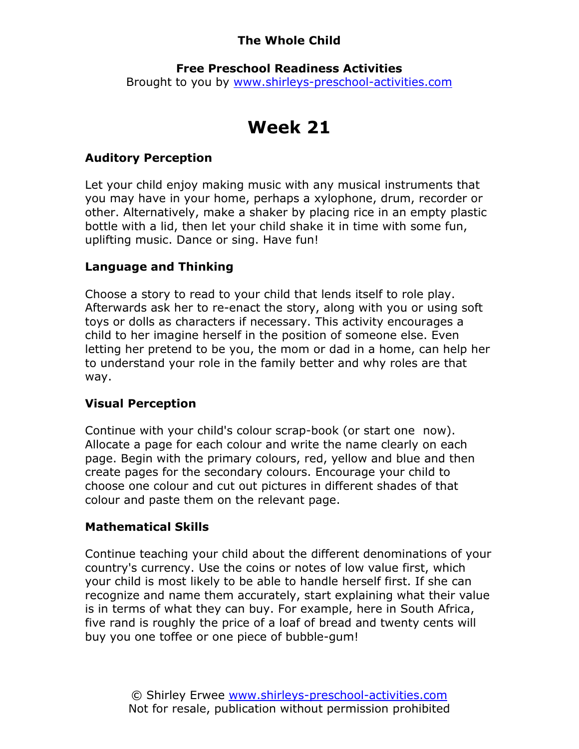**The Whole Child**

**Free Preschool Readiness Activities**

Brought to you by [www.shirleys-preschool-activities.com](http://www.shirleys-preschool-activities.com)

# Week 21

### Auditory Perception

Let your child enjoy making music with any musical instruments that you may have in your home, perhaps a xylophone, drum, recorder or other. Alternatively, make a shaker by placing rice in an empty plastic bottle with a lid, then let your child shake it in time with some fun, uplifting music. Dance or sing. Have fun!

### Language and Thinking

Choose a story to read to your child that lends itself to role play. Afterwards ask her to re-enact the story, along with you or using soft toys or dolls as characters if necessary. This activity encourages a child to her imagine herself in the position of someone else. Even letting her pretend to be you, the mom or dad in a home, can help her to understand your role in the family better and why roles are that way.

### Visual Perception

Continue with your child's colour scrap-book (or start one now). Allocate a page for each colour and write the name clearly on each page. Begin with the primary colours, red, yellow and blue and then create pages for the secondary colours. Encourage your child to choose one colour and cut out pictures in different shades of that colour and paste them on the relevant page.

### Mathematical Skills

Continue teaching your child about the different denominations of your country's currency. Use the coins or notes of low value first, which your child is most likely to be able to handle herself first. If she can recognize and name them accurately, start explaining what their value is in terms of what they can buy. For example, here in South Africa, five rand is roughly the price of a loaf of bread and twenty cents will buy you one toffee or one piece of bubble-gum!

© Shirley Erwee [www.shirleys-preschool-activities.com](http://www.shirleys-preschool-activities.com)
Not for resale, publication without permission prohibited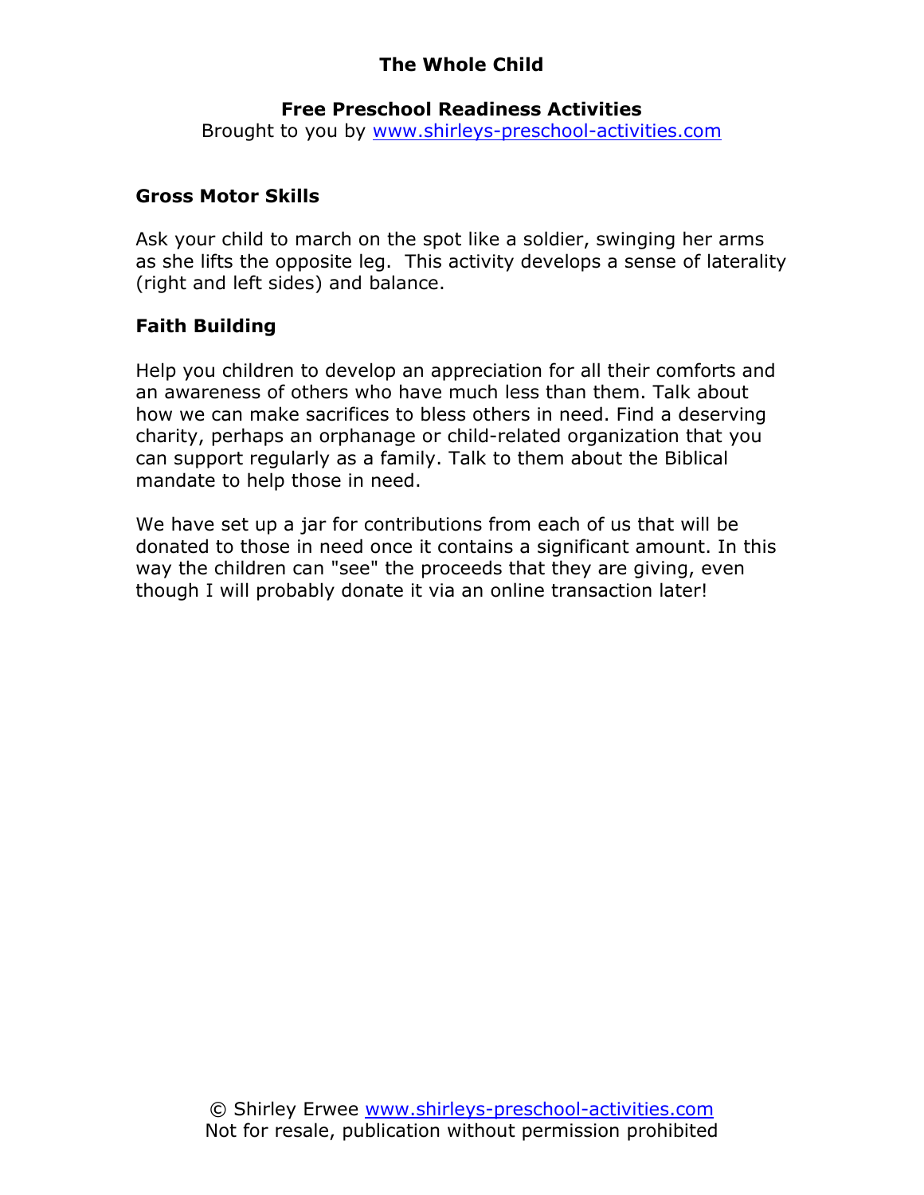**The Whole Child**

**Free Preschool Readiness Activities**
Brought to you by [www.shirleys-preschool-activities.com](http://www.shirleys-preschool-activities.com)

### Gross Motor Skills

Ask your child to march on the spot like a soldier, swinging her arms as she lifts the opposite leg. This activity develops a sense of laterality (right and left sides) and balance.

### Faith Building

Help you children to develop an appreciation for all their comforts and an awareness of others who have much less than them. Talk about how we can make sacrifices to bless others in need. Find a deserving charity, perhaps an orphanage or child-related organization that you can support regularly as a family. Talk to them about the Biblical mandate to help those in need.

We have set up a jar for contributions from each of us that will be donated to those in need once it contains a significant amount. In this way the children can "see" the proceeds that they are giving, even though I will probably donate it via an online transaction later!

© Shirley Erwee [www.shirleys-preschool-activities.com](http://www.shirleys-preschool-activities.com)
Not for resale, publication without permission prohibited